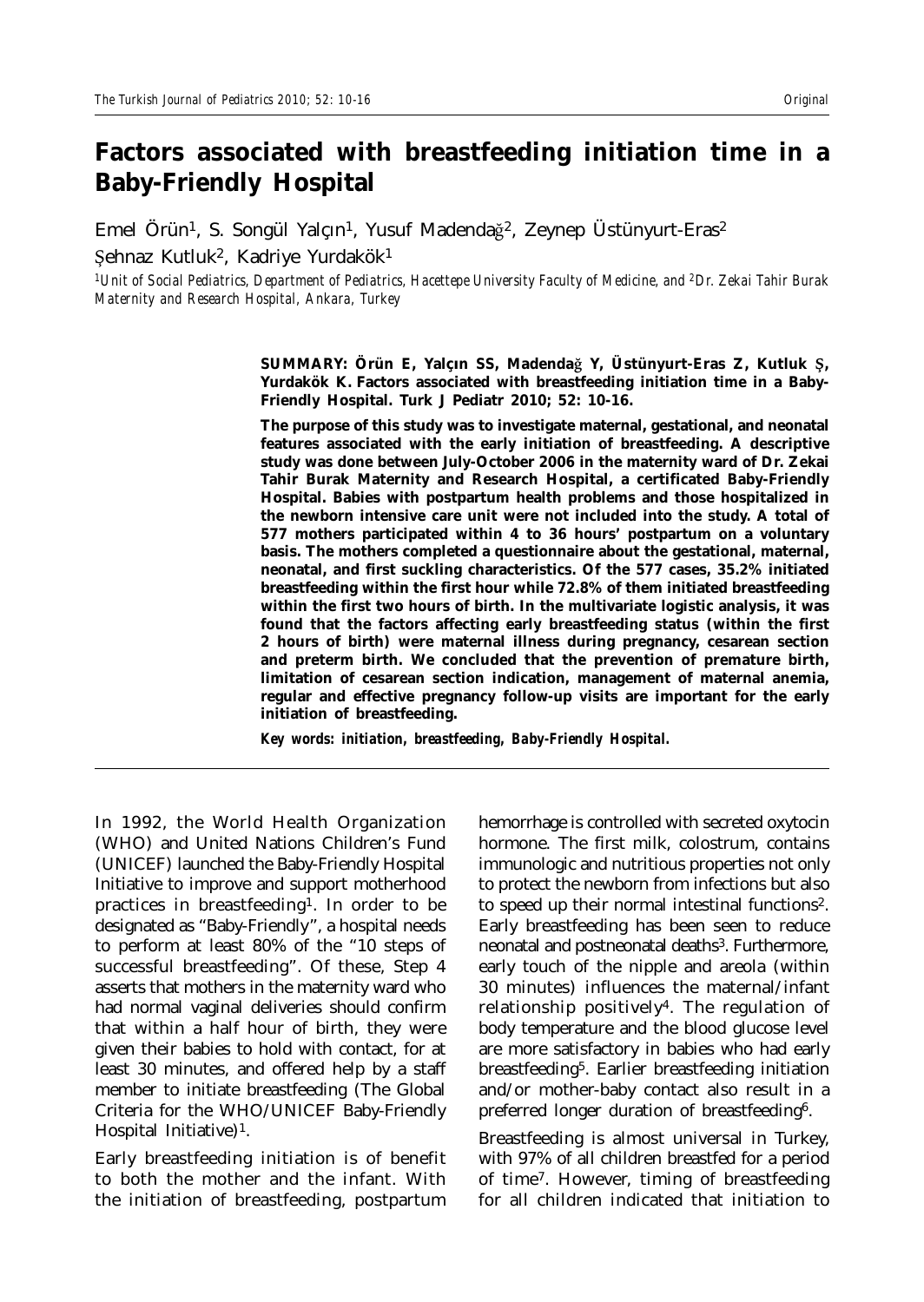# Factors associated with breastfeeding initiation time in a Baby-Friendly Hospital

Emel Örün[1], S. Songül Yalçın[1], Yusuf Madendağ[2], Zeynep Üstünyurt-Eras[2]
Şehnaz Kutluk[2], Kadriye Yurdakök[1]

*[1]Unit of Social Pediatrics, Department of Pediatrics, Hacettepe University Faculty of Medicine, and [2]Dr. Zekai Tahir Burak Maternity and Research Hospital, Ankara, Turkey*

**SUMMARY: Örün E, Yalçın SS, Madendağ Y, Üstünyurt-Eras Z, Kutluk Ş, Yurdakök K. Factors associated with breastfeeding initiation time in a Baby-Friendly Hospital. Turk J Pediatr 2010; 52: 10-16.**

**The purpose of this study was to investigate maternal, gestational, and neonatal features associated with the early initiation of breastfeeding. A descriptive study was done between July-October 2006 in the maternity ward of Dr. Zekai Tahir Burak Maternity and Research Hospital, a certificated Baby-Friendly Hospital. Babies with postpartum health problems and those hospitalized in the newborn intensive care unit were not included into the study. A total of 577 mothers participated within 4 to 36 hours' postpartum on a voluntary basis. The mothers completed a questionnaire about the gestational, maternal, neonatal, and first suckling characteristics. Of the 577 cases, 35.2% initiated breastfeeding within the first hour while 72.8% of them initiated breastfeeding within the first two hours of birth. In the multivariate logistic analysis, it was found that the factors affecting early breastfeeding status (within the first 2 hours of birth) were maternal illness during pregnancy, cesarean section and preterm birth. We concluded that the prevention of premature birth, limitation of cesarean section indication, management of maternal anemia, regular and effective pregnancy follow-up visits are important for the early initiation of breastfeeding.**

***Key words: initiation, breastfeeding, Baby-Friendly Hospital.***

In 1992, the World Health Organization (WHO) and United Nations Children's Fund (UNICEF) launched the Baby-Friendly Hospital Initiative to improve and support motherhood practices in breastfeeding[1]. In order to be designated as "Baby-Friendly", a hospital needs to perform at least 80% of the "10 steps of successful breastfeeding". Of these, Step 4 asserts that mothers in the maternity ward who had normal vaginal deliveries should confirm that within a half hour of birth, they were given their babies to hold with contact, for at least 30 minutes, and offered help by a staff member to initiate breastfeeding (The Global Criteria for the WHO/UNICEF Baby-Friendly Hospital Initiative)[1].

Early breastfeeding initiation is of benefit to both the mother and the infant. With the initiation of breastfeeding, postpartum hemorrhage is controlled with secreted oxytocin hormone. The first milk, colostrum, contains immunologic and nutritious properties not only to protect the newborn from infections but also to speed up their normal intestinal functions[2]. Early breastfeeding has been seen to reduce neonatal and postneonatal deaths[3]. Furthermore, early touch of the nipple and areola (within 30 minutes) influences the maternal/infant relationship positively[4]. The regulation of body temperature and the blood glucose level are more satisfactory in babies who had early breastfeeding[5]. Earlier breastfeeding initiation and/or mother-baby contact also result in a preferred longer duration of breastfeeding[6].

Breastfeeding is almost universal in Turkey, with 97% of all children breastfed for a period of time[7]. However, timing of breastfeeding for all children indicated that initiation to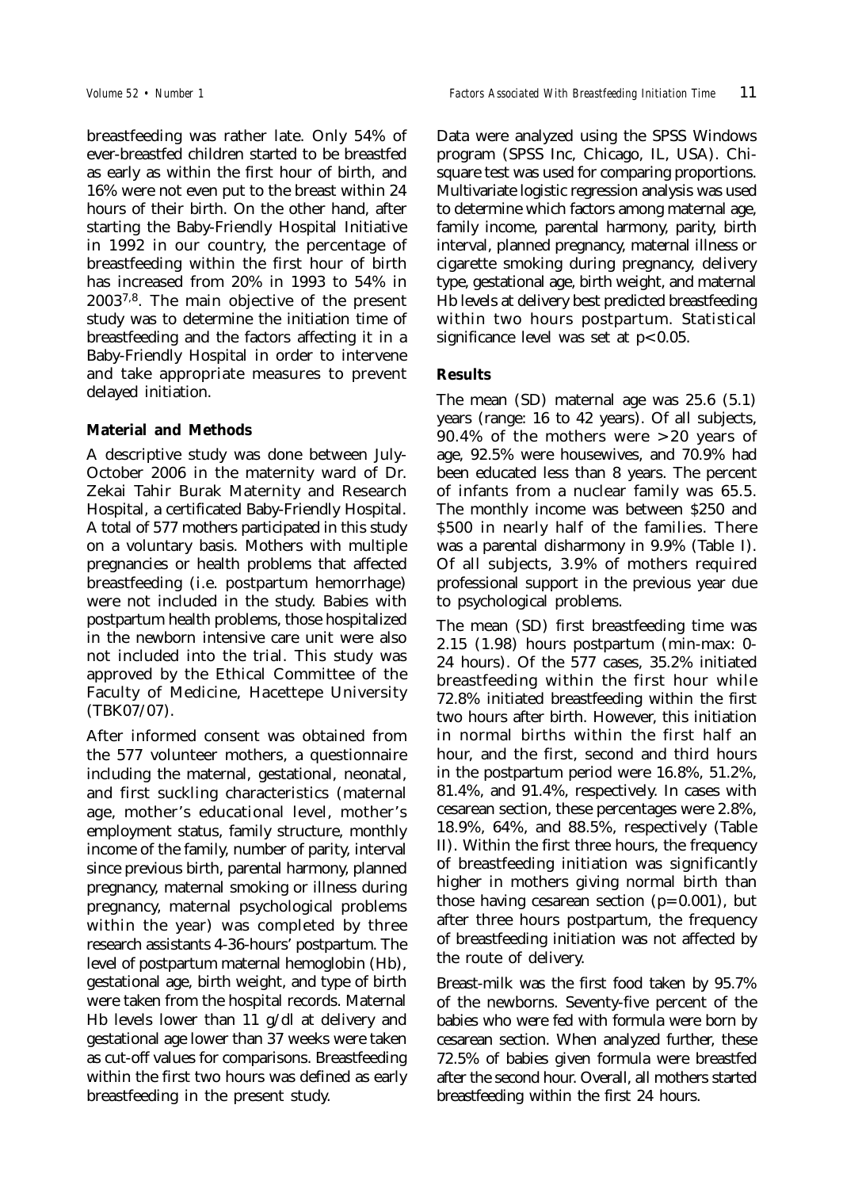breastfeeding was rather late. Only 54% of ever-breastfed children started to be breastfed as early as within the first hour of birth, and 16% were not even put to the breast within 24 hours of their birth. On the other hand, after starting the Baby-Friendly Hospital Initiative in 1992 in our country, the percentage of breastfeeding within the first hour of birth has increased from 20% in 1993 to 54% in 2003[7,8]. The main objective of the present study was to determine the initiation time of breastfeeding and the factors affecting it in a Baby-Friendly Hospital in order to intervene and take appropriate measures to prevent delayed initiation.

## Material and Methods

A descriptive study was done between July-October 2006 in the maternity ward of Dr. Zekai Tahir Burak Maternity and Research Hospital, a certificated Baby-Friendly Hospital. A total of 577 mothers participated in this study on a voluntary basis. Mothers with multiple pregnancies or health problems that affected breastfeeding (i.e. postpartum hemorrhage) were not included in the study. Babies with postpartum health problems, those hospitalized in the newborn intensive care unit were also not included into the trial. This study was approved by the Ethical Committee of the Faculty of Medicine, Hacettepe University (TBK07/07).

After informed consent was obtained from the 577 volunteer mothers, a questionnaire including the maternal, gestational, neonatal, and first suckling characteristics (maternal age, mother's educational level, mother's employment status, family structure, monthly income of the family, number of parity, interval since previous birth, parental harmony, planned pregnancy, maternal smoking or illness during pregnancy, maternal psychological problems within the year) was completed by three research assistants 4-36-hours' postpartum. The level of postpartum maternal hemoglobin (Hb), gestational age, birth weight, and type of birth were taken from the hospital records. Maternal Hb levels lower than 11 g/dl at delivery and gestational age lower than 37 weeks were taken as cut-off values for comparisons. Breastfeeding within the first two hours was defined as early breastfeeding in the present study.

Data were analyzed using the SPSS Windows program (SPSS Inc, Chicago, IL, USA). Chi-square test was used for comparing proportions. Multivariate logistic regression analysis was used to determine which factors among maternal age, family income, parental harmony, parity, birth interval, planned pregnancy, maternal illness or cigarette smoking during pregnancy, delivery type, gestational age, birth weight, and maternal Hb levels at delivery best predicted breastfeeding within two hours postpartum. Statistical significance level was set at $p<0.05$.

## Results

The mean (SD) maternal age was 25.6 (5.1) years (range: 16 to 42 years). Of all subjects, 90.4% of the mothers were >20 years of age, 92.5% were housewives, and 70.9% had been educated less than 8 years. The percent of infants from a nuclear family was 65.5. The monthly income was between \$250 and \$500 in nearly half of the families. There was a parental disharmony in 9.9% (Table I). Of all subjects, 3.9% of mothers required professional support in the previous year due to psychological problems.

The mean (SD) first breastfeeding time was 2.15 (1.98) hours postpartum (min-max: 0-24 hours). Of the 577 cases, 35.2% initiated breastfeeding within the first hour while 72.8% initiated breastfeeding within the first two hours after birth. However, this initiation in normal births within the first half an hour, and the first, second and third hours in the postpartum period were 16.8%, 51.2%, 81.4%, and 91.4%, respectively. In cases with cesarean section, these percentages were 2.8%, 18.9%, 64%, and 88.5%, respectively (Table II). Within the first three hours, the frequency of breastfeeding initiation was significantly higher in mothers giving normal birth than those having cesarean section ($p=0.001$), but after three hours postpartum, the frequency of breastfeeding initiation was not affected by the route of delivery.

Breast-milk was the first food taken by 95.7% of the newborns. Seventy-five percent of the babies who were fed with formula were born by cesarean section. When analyzed further, these 72.5% of babies given formula were breastfed after the second hour. Overall, all mothers started breastfeeding within the first 24 hours.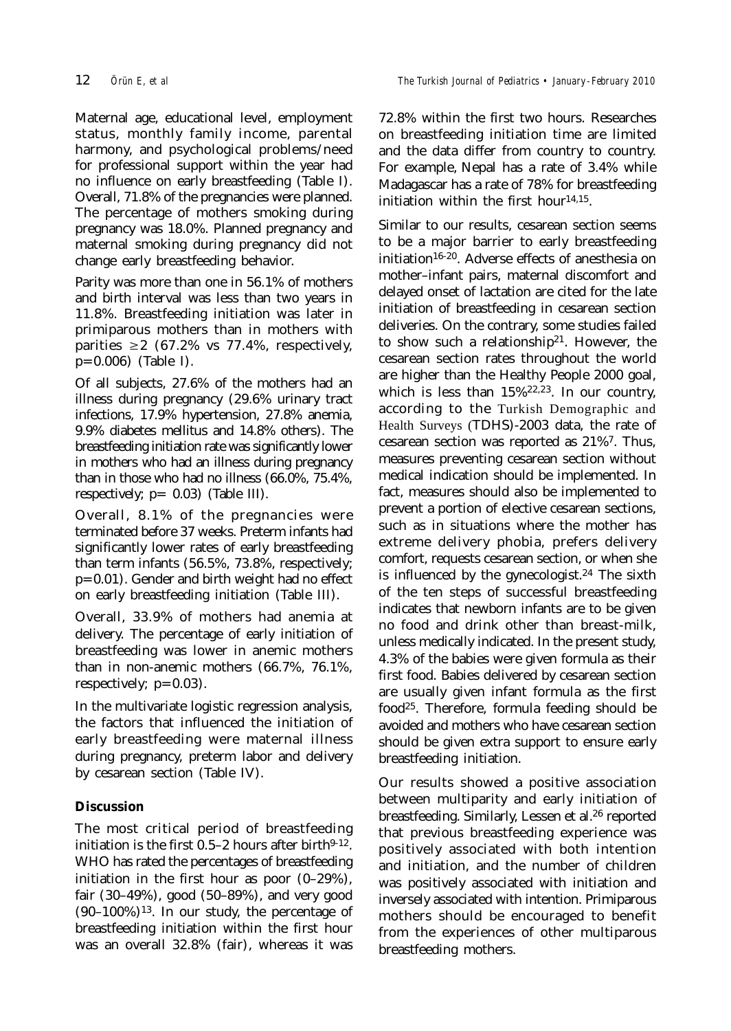Maternal age, educational level, employment status, monthly family income, parental harmony, and psychological problems/need for professional support within the year had no influence on early breastfeeding (Table I). Overall, 71.8% of the pregnancies were planned. The percentage of mothers smoking during pregnancy was 18.0%. Planned pregnancy and maternal smoking during pregnancy did not change early breastfeeding behavior.

Parity was more than one in 56.1% of mothers and birth interval was less than two years in 11.8%. Breastfeeding initiation was later in primiparous mothers than in mothers with parities $\geq 2$ (67.2% vs 77.4%, respectively, $p=0.006$) (Table I).

Of all subjects, 27.6% of the mothers had an illness during pregnancy (29.6% urinary tract infections, 17.9% hypertension, 27.8% anemia, 9.9% diabetes mellitus and 14.8% others). The breastfeeding initiation rate was significantly lower in mothers who had an illness during pregnancy than in those who had no illness (66.0%, 75.4%, respectively; $p= 0.03$) (Table III).

Overall, 8.1% of the pregnancies were terminated before 37 weeks. Preterm infants had significantly lower rates of early breastfeeding than term infants (56.5%, 73.8%, respectively; $p=0.01$). Gender and birth weight had no effect on early breastfeeding initiation (Table III).

Overall, 33.9% of mothers had anemia at delivery. The percentage of early initiation of breastfeeding was lower in anemic mothers than in non-anemic mothers (66.7%, 76.1%, respectively; $p=0.03$).

In the multivariate logistic regression analysis, the factors that influenced the initiation of early breastfeeding were maternal illness during pregnancy, preterm labor and delivery by cesarean section (Table IV).

## Discussion

The most critical period of breastfeeding initiation is the first 0.5–2 hours after birth[9-12]. WHO has rated the percentages of breastfeeding initiation in the first hour as poor (0–29%), fair (30–49%), good (50–89%), and very good (90–100%)[13]. In our study, the percentage of breastfeeding initiation within the first hour was an overall 32.8% (fair), whereas it was 72.8% within the first two hours. Researches on breastfeeding initiation time are limited and the data differ from country to country. For example, Nepal has a rate of 3.4% while Madagascar has a rate of 78% for breastfeeding initiation within the first hour[14,15].

Similar to our results, cesarean section seems to be a major barrier to early breastfeeding initiation[16-20]. Adverse effects of anesthesia on mother–infant pairs, maternal discomfort and delayed onset of lactation are cited for the late initiation of breastfeeding in cesarean section deliveries. On the contrary, some studies failed to show such a relationship[21]. However, the cesarean section rates throughout the world are higher than the Healthy People 2000 goal, which is less than 15%[22,23]. In our country, according to the Turkish Demographic and Health Surveys (TDHS)-2003 data, the rate of cesarean section was reported as 21%[7]. Thus, measures preventing cesarean section without medical indication should be implemented. In fact, measures should also be implemented to prevent a portion of elective cesarean sections, such as in situations where the mother has extreme delivery phobia, prefers delivery comfort, requests cesarean section, or when she is influenced by the gynecologist.[24] The sixth of the ten steps of successful breastfeeding indicates that newborn infants are to be given no food and drink other than breast-milk, unless medically indicated. In the present study, 4.3% of the babies were given formula as their first food. Babies delivered by cesarean section are usually given infant formula as the first food[25]. Therefore, formula feeding should be avoided and mothers who have cesarean section should be given extra support to ensure early breastfeeding initiation.

Our results showed a positive association between multiparity and early initiation of breastfeeding. Similarly, Lessen et al.[26] reported that previous breastfeeding experience was positively associated with both intention and initiation, and the number of children was positively associated with initiation and inversely associated with intention. Primiparous mothers should be encouraged to benefit from the experiences of other multiparous breastfeeding mothers.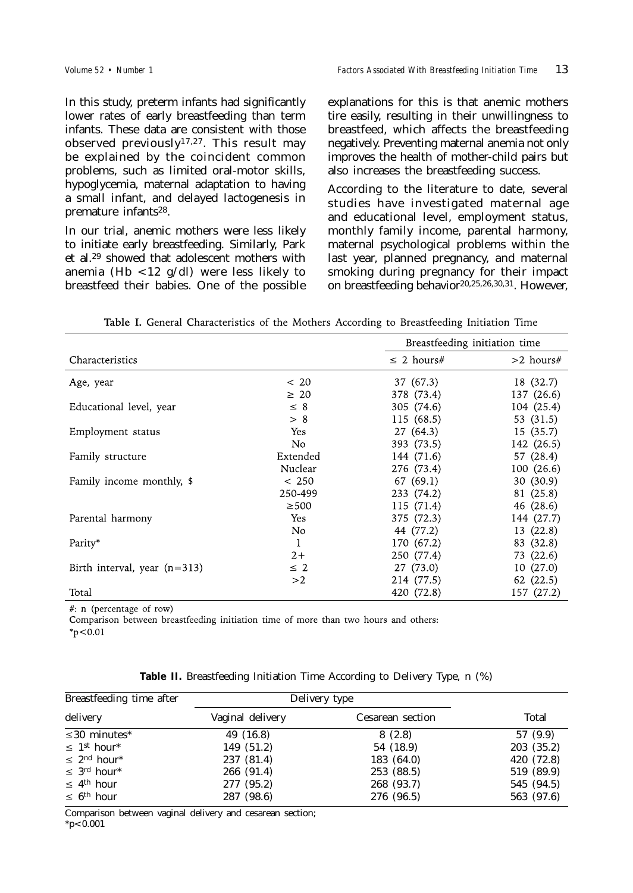In this study, preterm infants had significantly lower rates of early breastfeeding than term infants. These data are consistent with those observed previously[17,27]. This result may be explained by the coincident common problems, such as limited oral-motor skills, hypoglycemia, maternal adaptation to having a small infant, and delayed lactogenesis in premature infants[28].

In our trial, anemic mothers were less likely to initiate early breastfeeding. Similarly, Park et al.[29] showed that adolescent mothers with anemia (Hb <12 g/dl) were less likely to breastfeed their babies. One of the possible explanations for this is that anemic mothers tire easily, resulting in their unwillingness to breastfeed, which affects the breastfeeding negatively. Preventing maternal anemia not only improves the health of mother-child pairs but also increases the breastfeeding success.

According to the literature to date, several studies have investigated maternal age and educational level, employment status, monthly family income, parental harmony, maternal psychological problems within the last year, planned pregnancy, and maternal smoking during pregnancy for their impact on breastfeeding behavior[20,25,26,30,31]. However,

**Table I.** General Characteristics of the Mothers According to Breastfeeding Initiation Time

| Characteristics | | Breastfeeding initiation time | |
|---|---|---|---|
| | | ≤ 2 hours# | >2 hours# |
| Age, year | < 20 | 37 (67.3) | 18 (32.7) |
| | ≥ 20 | 378 (73.4) | 137 (26.6) |
| Educational level, year | ≤ 8 | 305 (74.6) | 104 (25.4) |
| | > 8 | 115 (68.5) | 53 (31.5) |
| Employment status | Yes | 27 (64.3) | 15 (35.7) |
| | No | 393 (73.5) | 142 (26.5) |
| Family structure | Extended | 144 (71.6) | 57 (28.4) |
| | Nuclear | 276 (73.4) | 100 (26.6) |
| Family income monthly, $ | < 250 | 67 (69.1) | 30 (30.9) |
| | 250-499 | 233 (74.2) | 81 (25.8) |
| | ≥500 | 115 (71.4) | 46 (28.6) |
| Parental harmony | Yes | 375 (72.3) | 144 (27.7) |
| | No | 44 (77.2) | 13 (22.8) |
| Parity* | 1 | 170 (67.2) | 83 (32.8) |
| | 2+ | 250 (77.4) | 73 (22.6) |
| Birth interval, year (n=313) | ≤ 2 | 27 (73.0) | 10 (27.0) |
| | >2 | 214 (77.5) | 62 (22.5) |
| Total | | 420 (72.8) | 157 (27.2) |

#: n (percentage of row)

Comparison between breastfeeding initiation time of more than two hours and others:

*p<0.01

**Table II.** Breastfeeding Initiation Time According to Delivery Type, n (%)

| Breastfeeding time after delivery | Delivery type | | Total |
|---|---|---|---|
| | Vaginal delivery | Cesarean section | |
| ≤30 minutes* | 49 (16.8) | 8 (2.8) | 57 (9.9) |
| ≤ 1st hour* | 149 (51.2) | 54 (18.9) | 203 (35.2) |
| ≤ 2nd hour* | 237 (81.4) | 183 (64.0) | 420 (72.8) |
| ≤ 3rd hour* | 266 (91.4) | 253 (88.5) | 519 (89.9) |
| ≤ 4th hour | 277 (95.2) | 268 (93.7) | 545 (94.5) |
| ≤ 6th hour | 287 (98.6) | 276 (96.5) | 563 (97.6) |

Comparison between vaginal delivery and cesarean section;

*p<0.001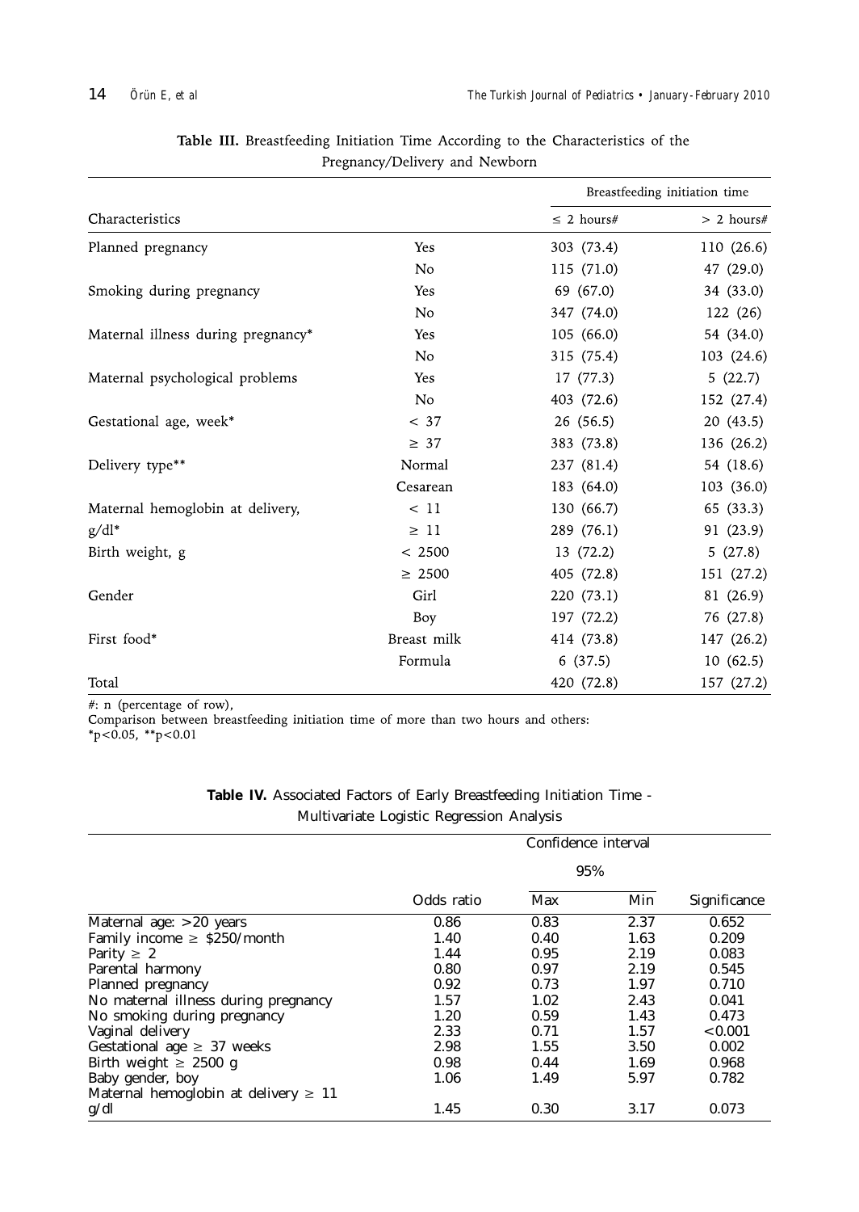**Table III.** Breastfeeding Initiation Time According to the Characteristics of the Pregnancy/Delivery and Newborn

| Characteristics | | Breastfeeding initiation time | |
|---|---|---|---|
| | | ≤ 2 hours# | > 2 hours# |
| Planned pregnancy | Yes | 303 (73.4) | 110 (26.6) |
| | No | 115 (71.0) | 47 (29.0) |
| Smoking during pregnancy | Yes | 69 (67.0) | 34 (33.0) |
| | No | 347 (74.0) | 122 (26) |
| Maternal illness during pregnancy* | Yes | 105 (66.0) | 54 (34.0) |
| | No | 315 (75.4) | 103 (24.6) |
| Maternal psychological problems | Yes | 17 (77.3) | 5 (22.7) |
| | No | 403 (72.6) | 152 (27.4) |
| Gestational age, week* | < 37 | 26 (56.5) | 20 (43.5) |
| | ≥ 37 | 383 (73.8) | 136 (26.2) |
| Delivery type** | Normal | 237 (81.4) | 54 (18.6) |
| | Cesarean | 183 (64.0) | 103 (36.0) |
| Maternal hemoglobin at delivery, g/dl* | < 11 | 130 (66.7) | 65 (33.3) |
| | ≥ 11 | 289 (76.1) | 91 (23.9) |
| Birth weight, g | < 2500 | 13 (72.2) | 5 (27.8) |
| | ≥ 2500 | 405 (72.8) | 151 (27.2) |
| Gender | Girl | 220 (73.1) | 81 (26.9) |
| | Boy | 197 (72.2) | 76 (27.8) |
| First food* | Breast milk | 414 (73.8) | 147 (26.2) |
| | Formula | 6 (37.5) | 10 (62.5) |
| Total | | 420 (72.8) | 157 (27.2) |

#: n (percentage of row),
Comparison between breastfeeding initiation time of more than two hours and others:
*$p<0.05$, **$p<0.01$

**Table IV.** Associated Factors of Early Breastfeeding Initiation Time - Multivariate Logistic Regression Analysis

| | Odds ratio | Confidence interval 95% | | Significance |
|---|---|---|---|---|
| | | Max | Min | |
| Maternal age: >20 years | 0.86 | 0.83 | 2.37 | 0.652 |
| Family income ≥ $250/month | 1.40 | 0.40 | 1.63 | 0.209 |
| Parity ≥ 2 | 1.44 | 0.95 | 2.19 | 0.083 |
| Parental harmony | 0.80 | 0.97 | 2.19 | 0.545 |
| Planned pregnancy | 0.92 | 0.73 | 1.97 | 0.710 |
| No maternal illness during pregnancy | 1.57 | 1.02 | 2.43 | 0.041 |
| No smoking during pregnancy | 1.20 | 0.59 | 1.43 | 0.473 |
| Vaginal delivery | 2.33 | 0.71 | 1.57 | <0.001 |
| Gestational age ≥ 37 weeks | 2.98 | 1.55 | 3.50 | 0.002 |
| Birth weight ≥ 2500 g | 0.98 | 0.44 | 1.69 | 0.968 |
| Baby gender, boy | 1.06 | 1.49 | 5.97 | 0.782 |
| Maternal hemoglobin at delivery ≥ 11 g/dl | 1.45 | 0.30 | 3.17 | 0.073 |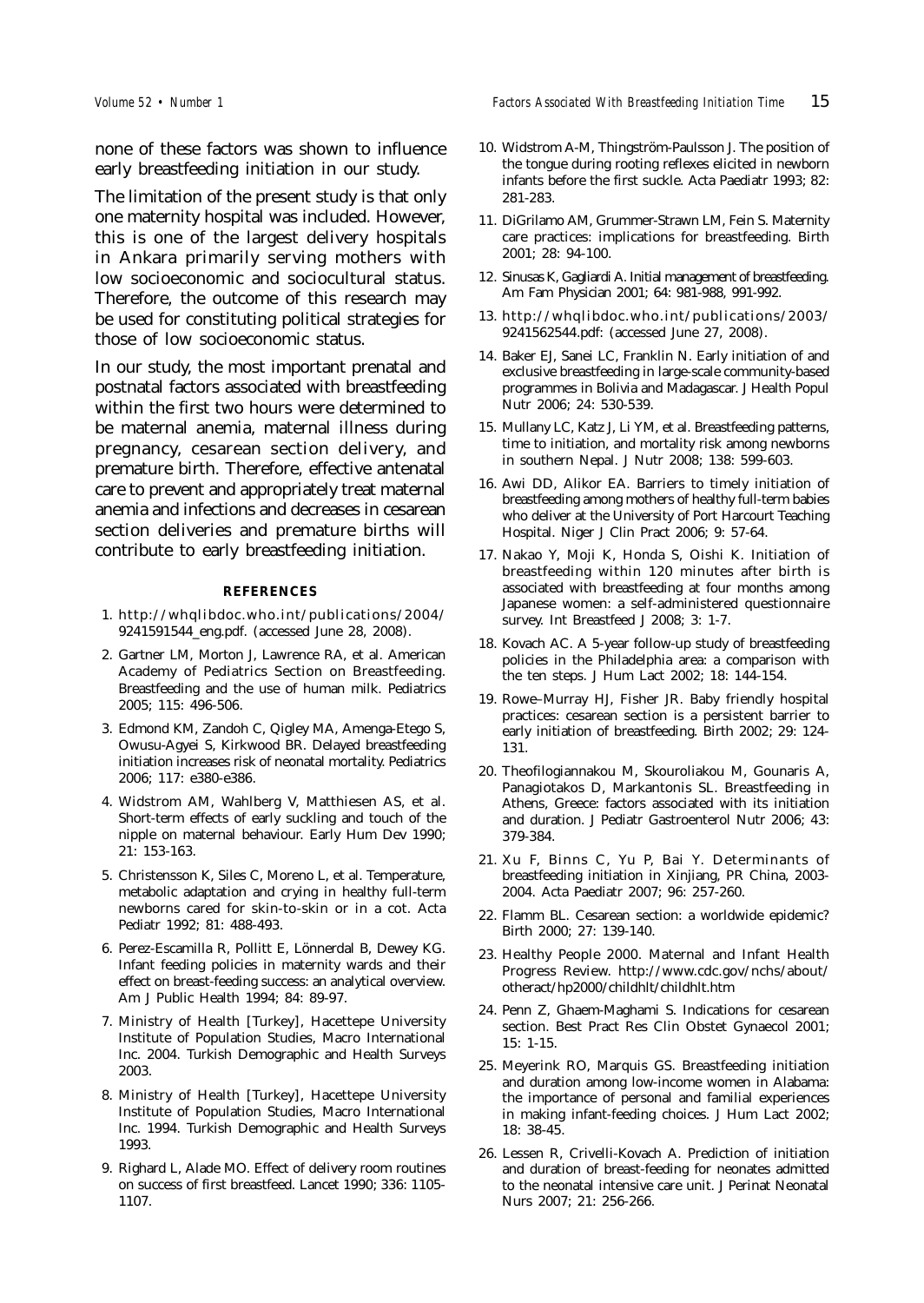none of these factors was shown to influence early breastfeeding initiation in our study.

The limitation of the present study is that only one maternity hospital was included. However, this is one of the largest delivery hospitals in Ankara primarily serving mothers with low socioeconomic and sociocultural status. Therefore, the outcome of this research may be used for constituting political strategies for those of low socioeconomic status.

In our study, the most important prenatal and postnatal factors associated with breastfeeding within the first two hours were determined to be maternal anemia, maternal illness during pregnancy, cesarean section delivery, and premature birth. Therefore, effective antenatal care to prevent and appropriately treat maternal anemia and infections and decreases in cesarean section deliveries and premature births will contribute to early breastfeeding initiation.

## REFERENCES

1. http://whqlibdoc.who.int/publications/2004/9241591544_eng.pdf. (accessed June 28, 2008).
2. Gartner LM, Morton J, Lawrence RA, et al. American Academy of Pediatrics Section on Breastfeeding. Breastfeeding and the use of human milk. Pediatrics 2005; 115: 496-506.
3. Edmond KM, Zandoh C, Qigley MA, Amenga-Etego S, Owusu-Agyei S, Kirkwood BR. Delayed breastfeeding initiation increases risk of neonatal mortality. Pediatrics 2006; 117: e380-e386.
4. Widstrom AM, Wahlberg V, Matthiesen AS, et al. Short-term effects of early suckling and touch of the nipple on maternal behaviour. Early Hum Dev 1990; 21: 153-163.
5. Christensson K, Siles C, Moreno L, et al. Temperature, metabolic adaptation and crying in healthy full-term newborns cared for skin-to-skin or in a cot. Acta Pediatr 1992; 81: 488-493.
6. Perez-Escamilla R, Pollitt E, Lönnerdal B, Dewey KG. Infant feeding policies in maternity wards and their effect on breast-feeding success: an analytical overview. Am J Public Health 1994; 84: 89-97.
7. Ministry of Health [Turkey], Hacettepe University Institute of Population Studies, Macro International Inc. 2004. Turkish Demographic and Health Surveys 2003.
8. Ministry of Health [Turkey], Hacettepe University Institute of Population Studies, Macro International Inc. 1994. Turkish Demographic and Health Surveys 1993.
9. Righard L, Alade MO. Effect of delivery room routines on success of first breastfeed. Lancet 1990; 336: 1105-1107.
10. Widstrom A-M, Thingström-Paulsson J. The position of the tongue during rooting reflexes elicited in newborn infants before the first suckle. Acta Paediatr 1993; 82: 281-283.
11. DiGrilamo AM, Grummer-Strawn LM, Fein S. Maternity care practices: implications for breastfeeding. Birth 2001; 28: 94-100.
12. Sinusas K, Gagliardi A. Initial management of breastfeeding. Am Fam Physician 2001; 64: 981-988, 991-992.
13. http://whqlibdoc.who.int/publications/2003/9241562544.pdf: (accessed June 27, 2008).
14. Baker EJ, Sanei LC, Franklin N. Early initiation of and exclusive breastfeeding in large-scale community-based programmes in Bolivia and Madagascar. J Health Popul Nutr 2006; 24: 530-539.
15. Mullany LC, Katz J, Li YM, et al. Breastfeeding patterns, time to initiation, and mortality risk among newborns in southern Nepal. J Nutr 2008; 138: 599-603.
16. Awi DD, Alikor EA. Barriers to timely initiation of breastfeeding among mothers of healthy full-term babies who deliver at the University of Port Harcourt Teaching Hospital. Niger J Clin Pract 2006; 9: 57-64.
17. Nakao Y, Moji K, Honda S, Oishi K. Initiation of breastfeeding within 120 minutes after birth is associated with breastfeeding at four months among Japanese women: a self-administered questionnaire survey. Int Breastfeed J 2008; 3: 1-7.
18. Kovach AC. A 5-year follow-up study of breastfeeding policies in the Philadelphia area: a comparison with the ten steps. J Hum Lact 2002; 18: 144-154.
19. Rowe-Murray HJ, Fisher JR. Baby friendly hospital practices: cesarean section is a persistent barrier to early initiation of breastfeeding. Birth 2002; 29: 124-131.
20. Theofilogiannakou M, Skouroliakou M, Gounaris A, Panagiotakos D, Markantonis SL. Breastfeeding in Athens, Greece: factors associated with its initiation and duration. J Pediatr Gastroenterol Nutr 2006; 43: 379-384.
21. Xu F, Binns C, Yu P, Bai Y. Determinants of breastfeeding initiation in Xinjiang, PR China, 2003-2004. Acta Paediatr 2007; 96: 257-260.
22. Flamm BL. Cesarean section: a worldwide epidemic? Birth 2000; 27: 139-140.
23. Healthy People 2000. Maternal and Infant Health Progress Review. http://www.cdc.gov/nchs/about/otheract/hp2000/childhlt/childhlt.htm
24. Penn Z, Ghaem-Maghami S. Indications for cesarean section. Best Pract Res Clin Obstet Gynaecol 2001; 15: 1-15.
25. Meyerink RO, Marquis GS. Breastfeeding initiation and duration among low-income women in Alabama: the importance of personal and familial experiences in making infant-feeding choices. J Hum Lact 2002; 18: 38-45.
26. Lessen R, Crivelli-Kovach A. Prediction of initiation and duration of breast-feeding for neonates admitted to the neonatal intensive care unit. J Perinat Neonatal Nurs 2007; 21: 256-266.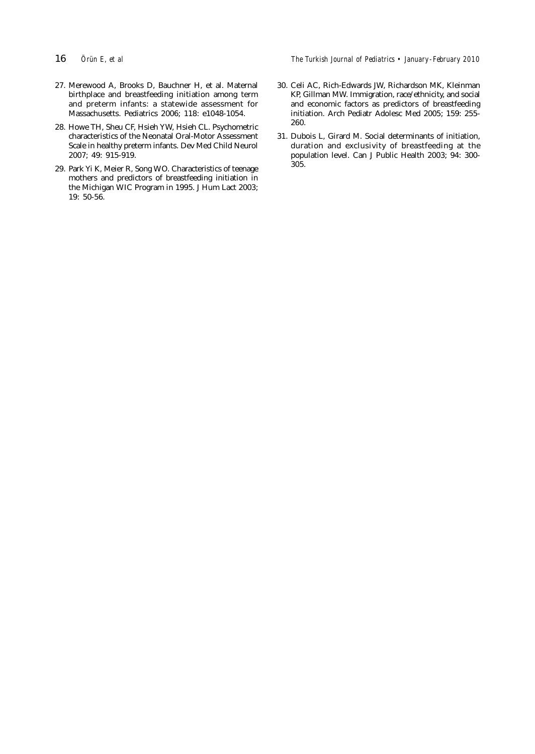27. Merewood A, Brooks D, Bauchner H, et al. Maternal birthplace and breastfeeding initiation among term and preterm infants: a statewide assessment for Massachusetts. Pediatrics 2006; 118: e1048-1054.
28. Howe TH, Sheu CF, Hsieh YW, Hsieh CL. Psychometric characteristics of the Neonatal Oral-Motor Assessment Scale in healthy preterm infants. Dev Med Child Neurol 2007; 49: 915-919.
29. Park Yi K, Meier R, Song WO. Characteristics of teenage mothers and predictors of breastfeeding initiation in the Michigan WIC Program in 1995. J Hum Lact 2003; 19: 50-56.
30. Celi AC, Rich-Edwards JW, Richardson MK, Kleinman KP, Gillman MW. Immigration, race/ethnicity, and social and economic factors as predictors of breastfeeding initiation. Arch Pediatr Adolesc Med 2005; 159: 255-260.
31. Dubois L, Girard M. Social determinants of initiation, duration and exclusivity of breastfeeding at the population level. Can J Public Health 2003; 94: 300-305.